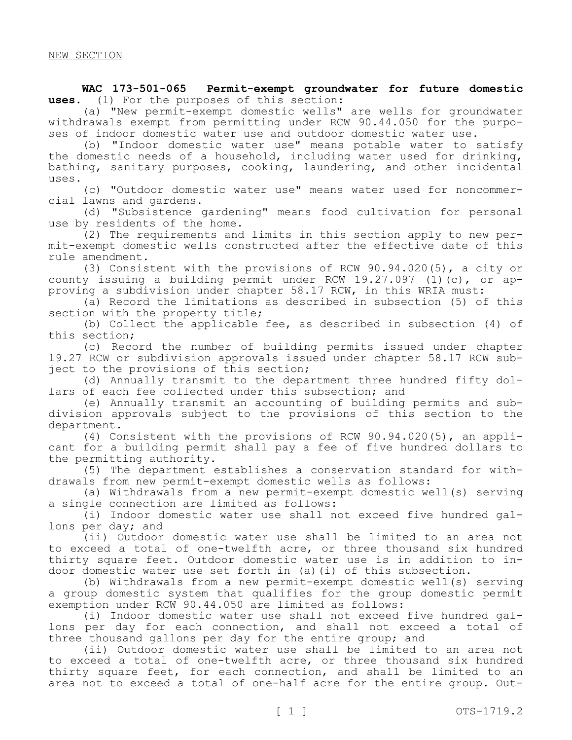NEW SECTION

**WAC 173-501-065 Permit-exempt groundwater for future domestic uses.** (1) For the purposes of this section:

(a) "New permit-exempt domestic wells" are wells for groundwater withdrawals exempt from permitting under RCW 90.44.050 for the purposes of indoor domestic water use and outdoor domestic water use.

(b) "Indoor domestic water use" means potable water to satisfy the domestic needs of a household, including water used for drinking, bathing, sanitary purposes, cooking, laundering, and other incidental uses.

(c) "Outdoor domestic water use" means water used for noncommercial lawns and gardens.

(d) "Subsistence gardening" means food cultivation for personal use by residents of the home.

(2) The requirements and limits in this section apply to new permit-exempt domestic wells constructed after the effective date of this rule amendment.

(3) Consistent with the provisions of RCW 90.94.020(5), a city or county issuing a building permit under RCW 19.27.097 (1)(c), or approving a subdivision under chapter 58.17 RCW, in this WRIA must:

(a) Record the limitations as described in subsection (5) of this section with the property title;

(b) Collect the applicable fee, as described in subsection (4) of this section;

(c) Record the number of building permits issued under chapter 19.27 RCW or subdivision approvals issued under chapter 58.17 RCW subject to the provisions of this section;

(d) Annually transmit to the department three hundred fifty dollars of each fee collected under this subsection; and

(e) Annually transmit an accounting of building permits and subdivision approvals subject to the provisions of this section to the department.

(4) Consistent with the provisions of RCW 90.94.020(5), an applicant for a building permit shall pay a fee of five hundred dollars to the permitting authority.

(5) The department establishes a conservation standard for withdrawals from new permit-exempt domestic wells as follows:

(a) Withdrawals from a new permit-exempt domestic well(s) serving a single connection are limited as follows:

(i) Indoor domestic water use shall not exceed five hundred gallons per day; and

(ii) Outdoor domestic water use shall be limited to an area not to exceed a total of one-twelfth acre, or three thousand six hundred thirty square feet. Outdoor domestic water use is in addition to indoor domestic water use set forth in (a)(i) of this subsection.

(b) Withdrawals from a new permit-exempt domestic well(s) serving a group domestic system that qualifies for the group domestic permit exemption under RCW 90.44.050 are limited as follows:

(i) Indoor domestic water use shall not exceed five hundred gallons per day for each connection, and shall not exceed a total of three thousand gallons per day for the entire group; and

(ii) Outdoor domestic water use shall be limited to an area not to exceed a total of one-twelfth acre, or three thousand six hundred thirty square feet, for each connection, and shall be limited to an area not to exceed a total of one-half acre for the entire group. Out-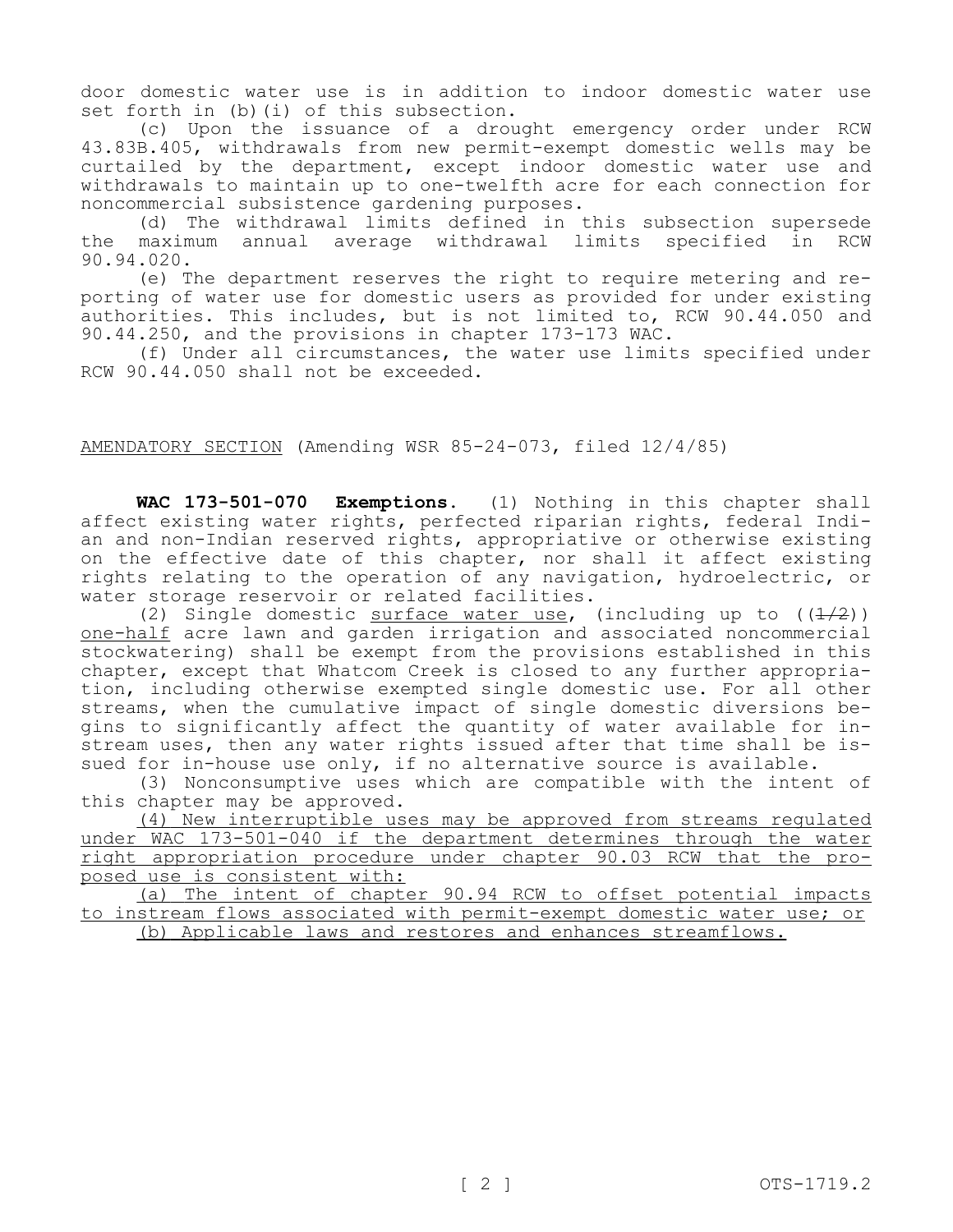door domestic water use is in addition to indoor domestic water use set forth in (b)(i) of this subsection.

(c) Upon the issuance of a drought emergency order under RCW 43.83B.405, withdrawals from new permit-exempt domestic wells may be curtailed by the department, except indoor domestic water use and withdrawals to maintain up to one-twelfth acre for each connection for noncommercial subsistence gardening purposes.

(d) The withdrawal limits defined in this subsection supersede the maximum annual average withdrawal limits specified in RCW 90.94.020.

(e) The department reserves the right to require metering and reporting of water use for domestic users as provided for under existing authorities. This includes, but is not limited to, RCW 90.44.050 and 90.44.250, and the provisions in chapter 173-173 WAC.

(f) Under all circumstances, the water use limits specified under RCW 90.44.050 shall not be exceeded.

<u>AMENDATORY SECTION</u> (Amending WSR 85-24-073, filed 12/4/85)

**WAC 173-501-070 Exemptions.** (1) Nothing in this chapter shall affect existing water rights, perfected riparian rights, federal Indian and non-Indian reserved rights, appropriative or otherwise existing on the effective date of this chapter, nor shall it affect existing rights relating to the operation of any navigation, hydroelectric, or water storage reservoir or related facilities.

(2) Single domestic <u>surface water use</u>, (including up to ((~~1/2~~)) <u>one-half</u> acre lawn and garden irrigation and associated noncommercial stockwatering) shall be exempt from the provisions established in this chapter, except that Whatcom Creek is closed to any further appropriation, including otherwise exempted single domestic use. For all other streams, when the cumulative impact of single domestic diversions begins to significantly affect the quantity of water available for instream uses, then any water rights issued after that time shall be issued for in-house use only, if no alternative source is available.

(3) Nonconsumptive uses which are compatible with the intent of this chapter may be approved.

<u>(4) New interruptible uses may be approved from streams regulated under WAC 173-501-040 if the department determines through the water right appropriation procedure under chapter 90.03 RCW that the proposed use is consistent with:</u>

<u>(a) The intent of chapter 90.94 RCW to offset potential impacts to instream flows associated with permit-exempt domestic water use; or</u>

<u>(b) Applicable laws and restores and enhances streamflows.</u>